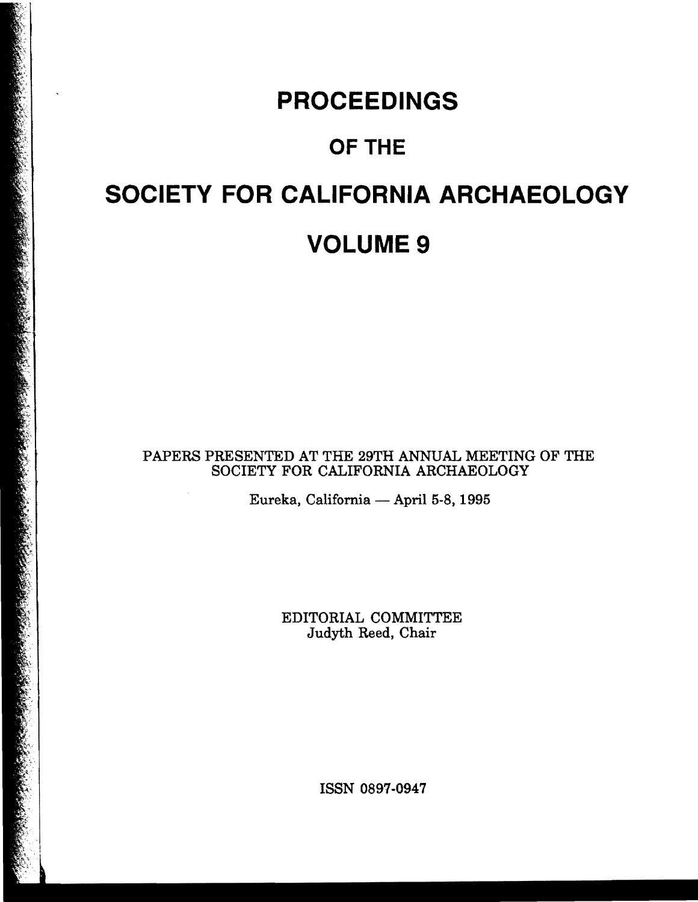# PROCEEDINGS

# OF THE

# SOCIETY FOR CALIFORNIA ARCHAEOLOGY

# VOLUME 9

PAPERS PRESENTED AT THE 29TH ANNUAL MEETING OF THE SOCIETY FOR CALIFORNIA ARCHAEOLOGY

Eureka, California — April 5-8, 1995

EDITORIAL COMMITTEE
Judyth Reed, Chair

ISSN 0897-0947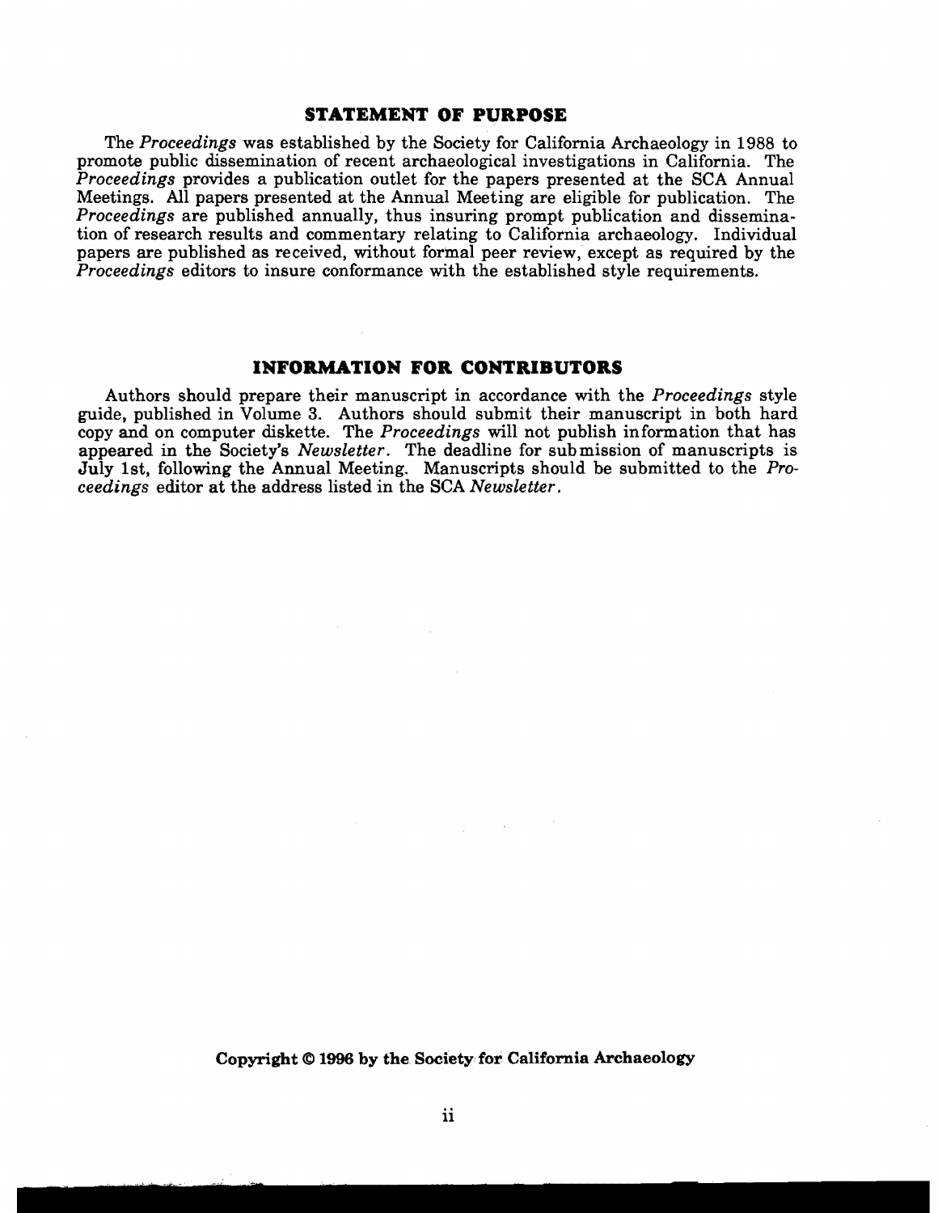## STATEMENT OF PURPOSE

The *Proceedings* was established by the Society for California Archaeology in 1988 to promote public dissemination of recent archaeological investigations in California. The *Proceedings* provides a publication outlet for the papers presented at the SCA Annual Meetings. All papers presented at the Annual Meeting are eligible for publication. The *Proceedings* are published annually, thus insuring prompt publication and dissemination of research results and commentary relating to California archaeology. Individual papers are published as received, without formal peer review, except as required by the *Proceedings* editors to insure conformance with the established style requirements.

## INFORMATION FOR CONTRIBUTORS

Authors should prepare their manuscript in accordance with the *Proceedings* style guide, published in Volume 3. Authors should submit their manuscript in both hard copy and on computer diskette. The *Proceedings* will not publish information that has appeared in the Society's *Newsletter*. The deadline for submission of manuscripts is July 1st, following the Annual Meeting. Manuscripts should be submitted to the *Proceedings* editor at the address listed in the SCA *Newsletter*.

**Copyright © 1996 by the Society for California Archaeology**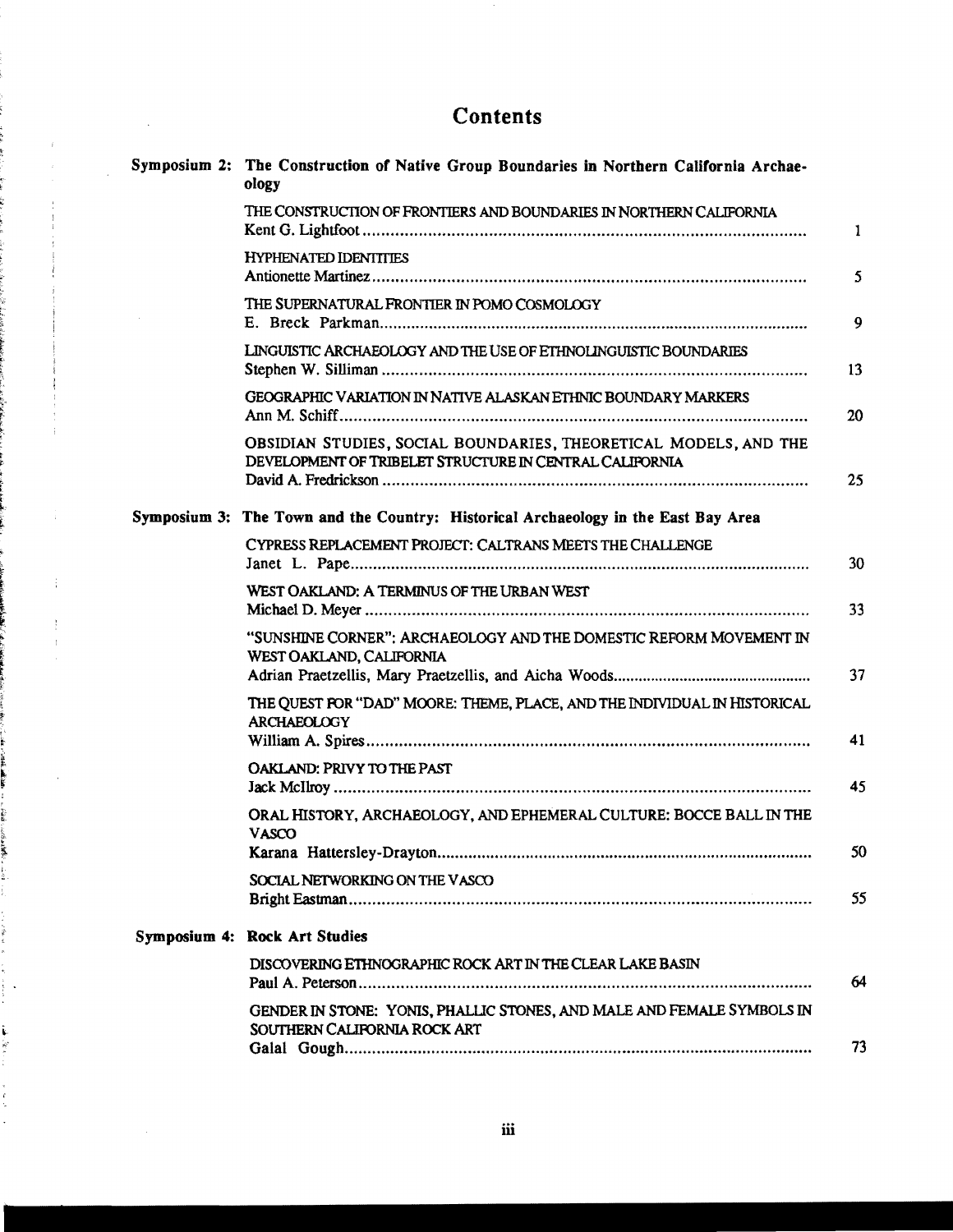# Contents

**Symposium 2: The Construction of Native Group Boundaries in Northern California Archaeology**

THE CONSTRUCTION OF FRONTIERS AND BOUNDARIES IN NORTHERN CALIFORNIA
Kent G. Lightfoot ........ 1

HYPHENATED IDENTITIES
Antionette Martinez ........ 5

THE SUPERNATURAL FRONTIER IN POMO COSMOLOGY
E. Breck Parkman ........ 9

LINGUISTIC ARCHAEOLOGY AND THE USE OF ETHNOLINGUISTIC BOUNDARIES
Stephen W. Silliman ........ 13

GEOGRAPHIC VARIATION IN NATIVE ALASKAN ETHNIC BOUNDARY MARKERS
Ann M. Schiff ........ 20

OBSIDIAN STUDIES, SOCIAL BOUNDARIES, THEORETICAL MODELS, AND THE DEVELOPMENT OF TRIBELET STRUCTURE IN CENTRAL CALIFORNIA
David A. Fredrickson ........ 25

**Symposium 3: The Town and the Country: Historical Archaeology in the East Bay Area**

CYPRESS REPLACEMENT PROJECT: CALTRANS MEETS THE CHALLENGE
Janet L. Pape ........ 30

WEST OAKLAND: A TERMINUS OF THE URBAN WEST
Michael D. Meyer ........ 33

"SUNSHINE CORNER": ARCHAEOLOGY AND THE DOMESTIC REFORM MOVEMENT IN WEST OAKLAND, CALIFORNIA
Adrian Praetzellis, Mary Praetzellis, and Aicha Woods ........ 37

THE QUEST FOR "DAD" MOORE: THEME, PLACE, AND THE INDIVIDUAL IN HISTORICAL ARCHAEOLOGY
William A. Spires ........ 41

OAKLAND: PRIVY TO THE PAST
Jack McIlroy ........ 45

ORAL HISTORY, ARCHAEOLOGY, AND EPHEMERAL CULTURE: BOCCE BALL IN THE VASCO
Karana Hattersley-Drayton ........ 50

SOCIAL NETWORKING ON THE VASCO
Bright Eastman ........ 55

**Symposium 4: Rock Art Studies**

DISCOVERING ETHNOGRAPHIC ROCK ART IN THE CLEAR LAKE BASIN
Paul A. Peterson ........ 64

GENDER IN STONE: YONIS, PHALLIC STONES, AND MALE AND FEMALE SYMBOLS IN SOUTHERN CALIFORNIA ROCK ART
Galal Gough ........ 73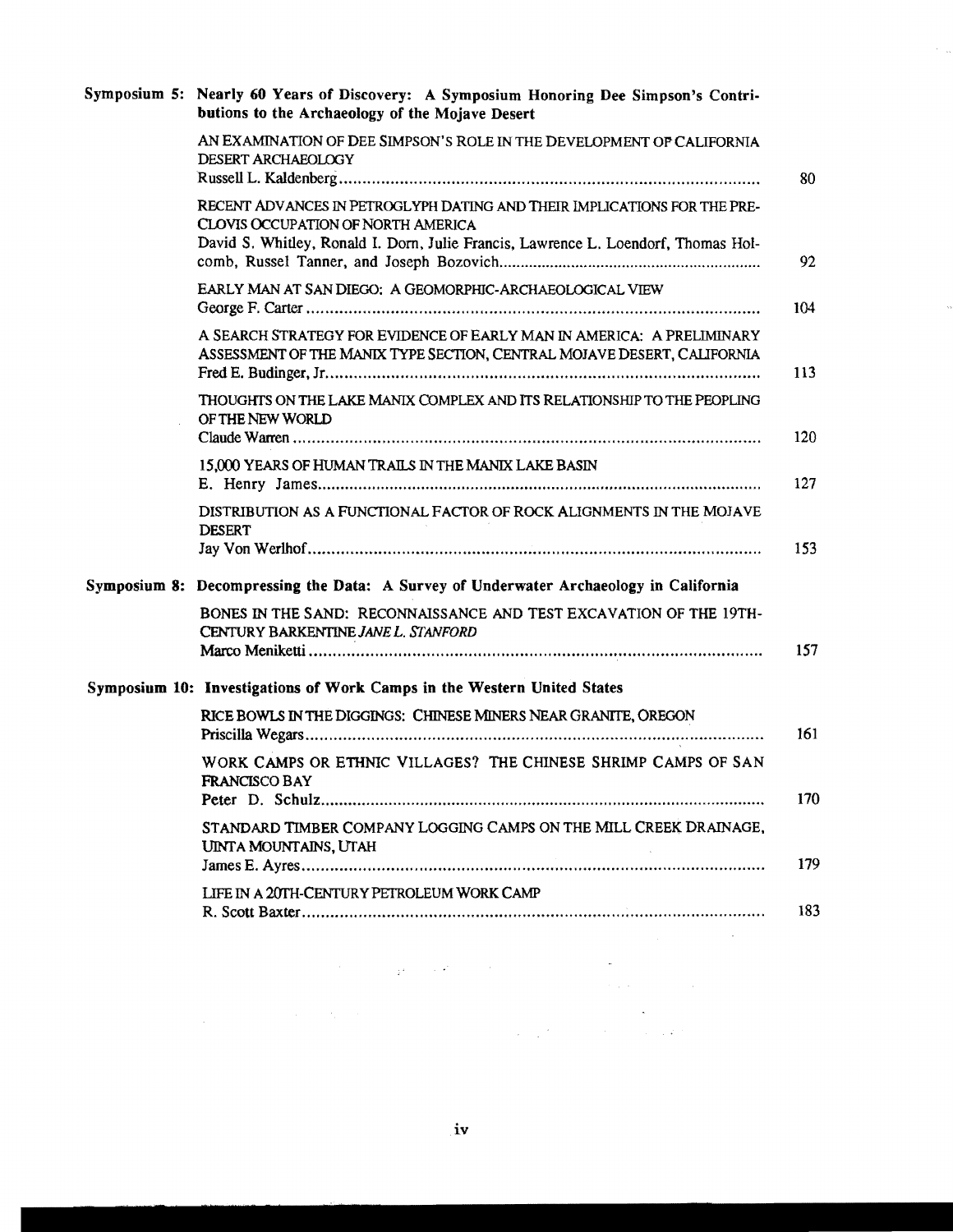**Symposium 5: Nearly 60 Years of Discovery: A Symposium Honoring Dee Simpson's Contributions to the Archaeology of the Mojave Desert**

AN EXAMINATION OF DEE SIMPSON'S ROLE IN THE DEVELOPMENT OF CALIFORNIA DESERT ARCHAEOLOGY
Russell L. Kaldenberg .......... 80

RECENT ADVANCES IN PETROGLYPH DATING AND THEIR IMPLICATIONS FOR THE PRE-CLOVIS OCCUPATION OF NORTH AMERICA
David S. Whitley, Ronald I. Dorn, Julie Francis, Lawrence L. Loendorf, Thomas Holcomb, Russel Tanner, and Joseph Bozovich .......... 92

EARLY MAN AT SAN DIEGO: A GEOMORPHIC-ARCHAEOLOGICAL VIEW
George F. Carter .......... 104

A SEARCH STRATEGY FOR EVIDENCE OF EARLY MAN IN AMERICA: A PRELIMINARY ASSESSMENT OF THE MANIX TYPE SECTION, CENTRAL MOJAVE DESERT, CALIFORNIA
Fred E. Budinger, Jr. .......... 113

THOUGHTS ON THE LAKE MANIX COMPLEX AND ITS RELATIONSHIP TO THE PEOPLING OF THE NEW WORLD
Claude Warren .......... 120

15,000 YEARS OF HUMAN TRAILS IN THE MANIX LAKE BASIN
E. Henry James .......... 127

DISTRIBUTION AS A FUNCTIONAL FACTOR OF ROCK ALIGNMENTS IN THE MOJAVE DESERT
Jay Von Werlhof .......... 153

**Symposium 8: Decompressing the Data: A Survey of Underwater Archaeology in California**

BONES IN THE SAND: RECONNAISSANCE AND TEST EXCAVATION OF THE 19TH-CENTURY BARKENTINE *JANE L. STANFORD*
Marco Meniketti .......... 157

**Symposium 10: Investigations of Work Camps in the Western United States**

RICE BOWLS IN THE DIGGINGS: CHINESE MINERS NEAR GRANITE, OREGON
Priscilla Wegars .......... 161

WORK CAMPS OR ETHNIC VILLAGES? THE CHINESE SHRIMP CAMPS OF SAN FRANCISCO BAY
Peter D. Schulz .......... 170

STANDARD TIMBER COMPANY LOGGING CAMPS ON THE MILL CREEK DRAINAGE, UINTA MOUNTAINS, UTAH
James E. Ayres .......... 179

LIFE IN A 20TH-CENTURY PETROLEUM WORK CAMP
R. Scott Baxter .......... 183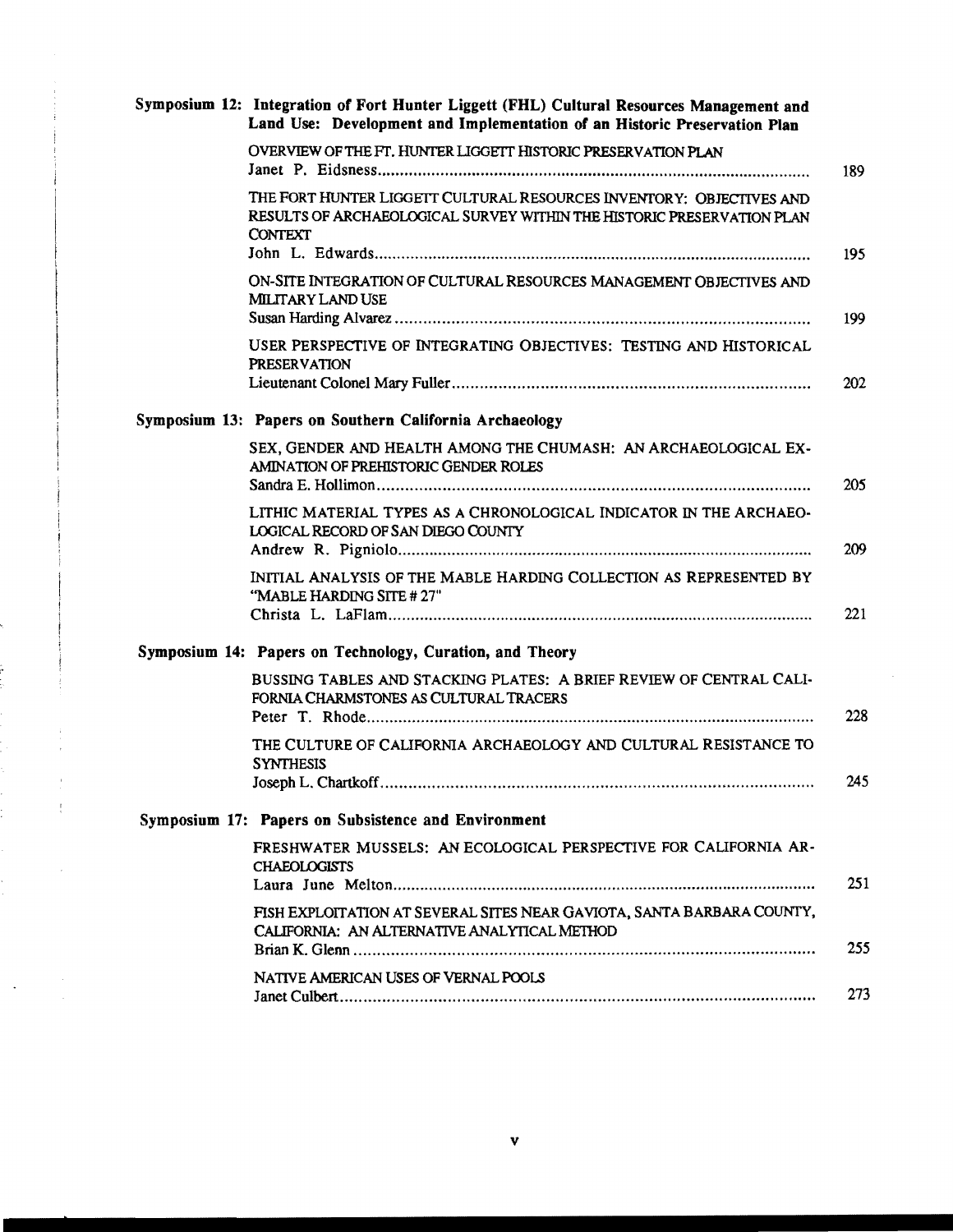**Symposium 12: Integration of Fort Hunter Liggett (FHL) Cultural Resources Management and Land Use: Development and Implementation of an Historic Preservation Plan**

OVERVIEW OF THE FT. HUNTER LIGGETT HISTORIC PRESERVATION PLAN
Janet P. Eidsness ........ 189

THE FORT HUNTER LIGGETT CULTURAL RESOURCES INVENTORY: OBJECTIVES AND RESULTS OF ARCHAEOLOGICAL SURVEY WITHIN THE HISTORIC PRESERVATION PLAN CONTEXT
John L. Edwards ........ 195

ON-SITE INTEGRATION OF CULTURAL RESOURCES MANAGEMENT OBJECTIVES AND MILITARY LAND USE
Susan Harding Alvarez ........ 199

USER PERSPECTIVE OF INTEGRATING OBJECTIVES: TESTING AND HISTORICAL PRESERVATION
Lieutenant Colonel Mary Fuller ........ 202

**Symposium 13: Papers on Southern California Archaeology**

SEX, GENDER AND HEALTH AMONG THE CHUMASH: AN ARCHAEOLOGICAL EXAMINATION OF PREHISTORIC GENDER ROLES
Sandra E. Hollimon ........ 205

LITHIC MATERIAL TYPES AS A CHRONOLOGICAL INDICATOR IN THE ARCHAEOLOGICAL RECORD OF SAN DIEGO COUNTY
Andrew R. Pigniolo ........ 209

INITIAL ANALYSIS OF THE MABLE HARDING COLLECTION AS REPRESENTED BY "MABLE HARDING SITE # 27"
Christa L. LaFlam ........ 221

**Symposium 14: Papers on Technology, Curation, and Theory**

BUSSING TABLES AND STACKING PLATES: A BRIEF REVIEW OF CENTRAL CALIFORNIA CHARMSTONES AS CULTURAL TRACERS
Peter T. Rhode ........ 228

THE CULTURE OF CALIFORNIA ARCHAEOLOGY AND CULTURAL RESISTANCE TO SYNTHESIS
Joseph L. Chartkoff ........ 245

**Symposium 17: Papers on Subsistence and Environment**

FRESHWATER MUSSELS: AN ECOLOGICAL PERSPECTIVE FOR CALIFORNIA ARCHAEOLOGISTS
Laura June Melton ........ 251

FISH EXPLOITATION AT SEVERAL SITES NEAR GAVIOTA, SANTA BARBARA COUNTY, CALIFORNIA: AN ALTERNATIVE ANALYTICAL METHOD
Brian K. Glenn ........ 255

NATIVE AMERICAN USES OF VERNAL POOLS
Janet Culbert ........ 273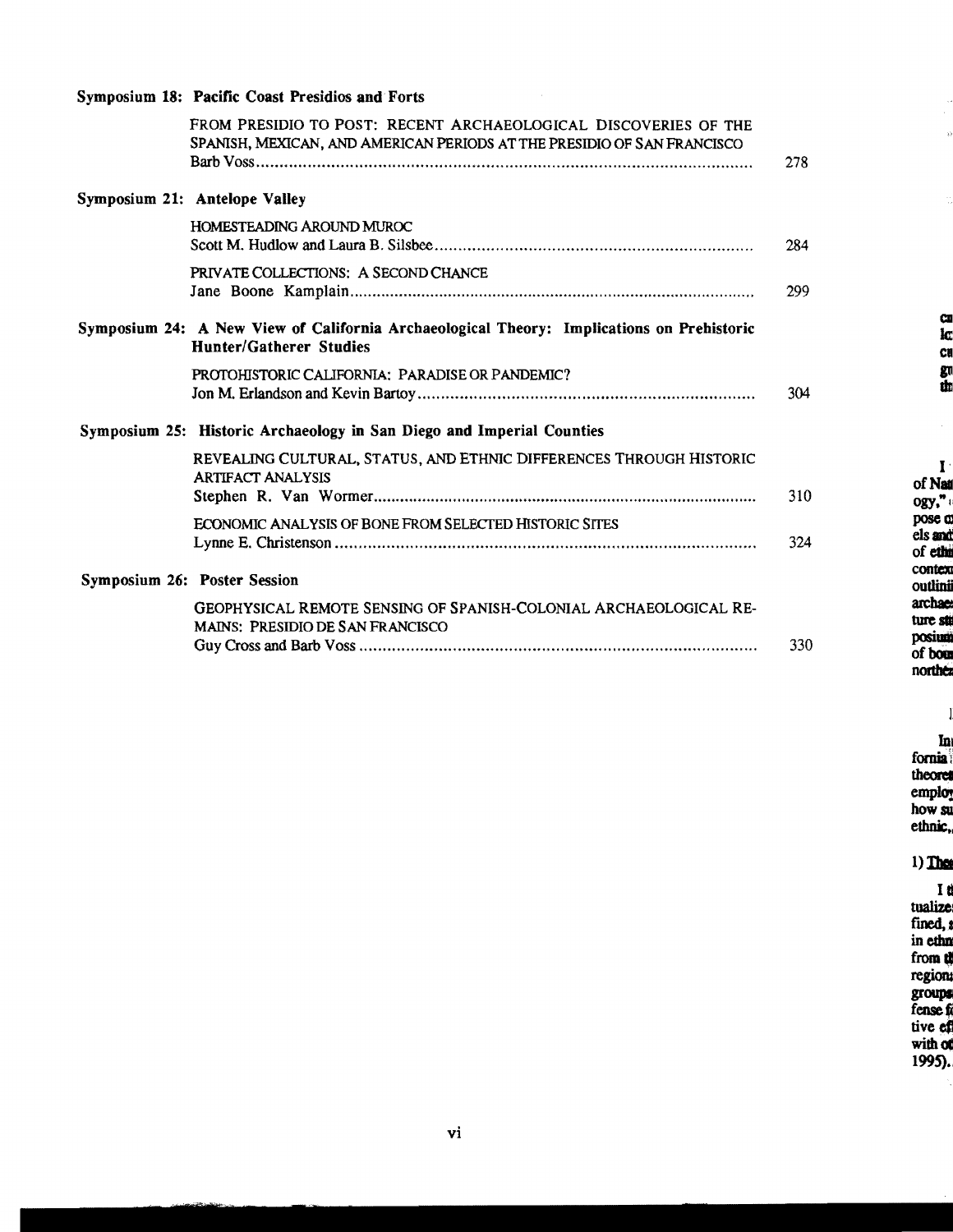**Symposium 18: Pacific Coast Presidios and Forts**

FROM PRESIDIO TO POST: RECENT ARCHAEOLOGICAL DISCOVERIES OF THE SPANISH, MEXICAN, AND AMERICAN PERIODS AT THE PRESIDIO OF SAN FRANCISCO
Barb Voss .......... 278

**Symposium 21: Antelope Valley**

HOMESTEADING AROUND MUROC
Scott M. Hudlow and Laura B. Silsbee .......... 284

PRIVATE COLLECTIONS: A SECOND CHANCE
Jane Boone Kamplain .......... 299

**Symposium 24: A New View of California Archaeological Theory: Implications on Prehistoric Hunter/Gatherer Studies**

PROTOHISTORIC CALIFORNIA: PARADISE OR PANDEMIC?
Jon M. Erlandson and Kevin Bartoy .......... 304

**Symposium 25: Historic Archaeology in San Diego and Imperial Counties**

REVEALING CULTURAL, STATUS, AND ETHNIC DIFFERENCES THROUGH HISTORIC ARTIFACT ANALYSIS
Stephen R. Van Wormer .......... 310

ECONOMIC ANALYSIS OF BONE FROM SELECTED HISTORIC SITES
Lynne E. Christenson .......... 324

**Symposium 26: Poster Session**

GEOPHYSICAL REMOTE SENSING OF SPANISH-COLONIAL ARCHAEOLOGICAL REMAINS: PRESIDIO DE SAN FRANCISCO
Guy Cross and Barb Voss .......... 330